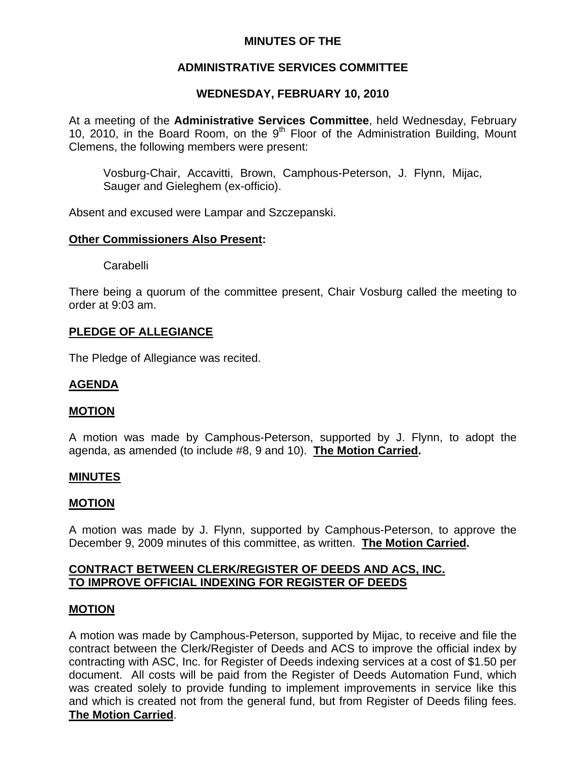# MINUTES OF THE

## ADMINISTRATIVE SERVICES COMMITTEE

## WEDNESDAY, FEBRUARY 10, 2010

At a meeting of the **Administrative Services Committee**, held Wednesday, February 10, 2010, in the Board Room, on the 9th Floor of the Administration Building, Mount Clemens, the following members were present:

Vosburg-Chair, Accavitti, Brown, Camphous-Peterson, J. Flynn, Mijac, Sauger and Gieleghem (ex-officio).

Absent and excused were Lampar and Szczepanski.

**Other Commissioners Also Present:**

Carabelli

There being a quorum of the committee present, Chair Vosburg called the meeting to order at 9:03 am.

**PLEDGE OF ALLEGIANCE**

The Pledge of Allegiance was recited.

**AGENDA**

**MOTION**

A motion was made by Camphous-Peterson, supported by J. Flynn, to adopt the agenda, as amended (to include #8, 9 and 10). **The Motion Carried.**

**MINUTES**

**MOTION**

A motion was made by J. Flynn, supported by Camphous-Peterson, to approve the December 9, 2009 minutes of this committee, as written. **The Motion Carried.**

**CONTRACT BETWEEN CLERK/REGISTER OF DEEDS AND ACS, INC. TO IMPROVE OFFICIAL INDEXING FOR REGISTER OF DEEDS**

**MOTION**

A motion was made by Camphous-Peterson, supported by Mijac, to receive and file the contract between the Clerk/Register of Deeds and ACS to improve the official index by contracting with ASC, Inc. for Register of Deeds indexing services at a cost of $1.50 per document. All costs will be paid from the Register of Deeds Automation Fund, which was created solely to provide funding to implement improvements in service like this and which is created not from the general fund, but from Register of Deeds filing fees. **The Motion Carried**.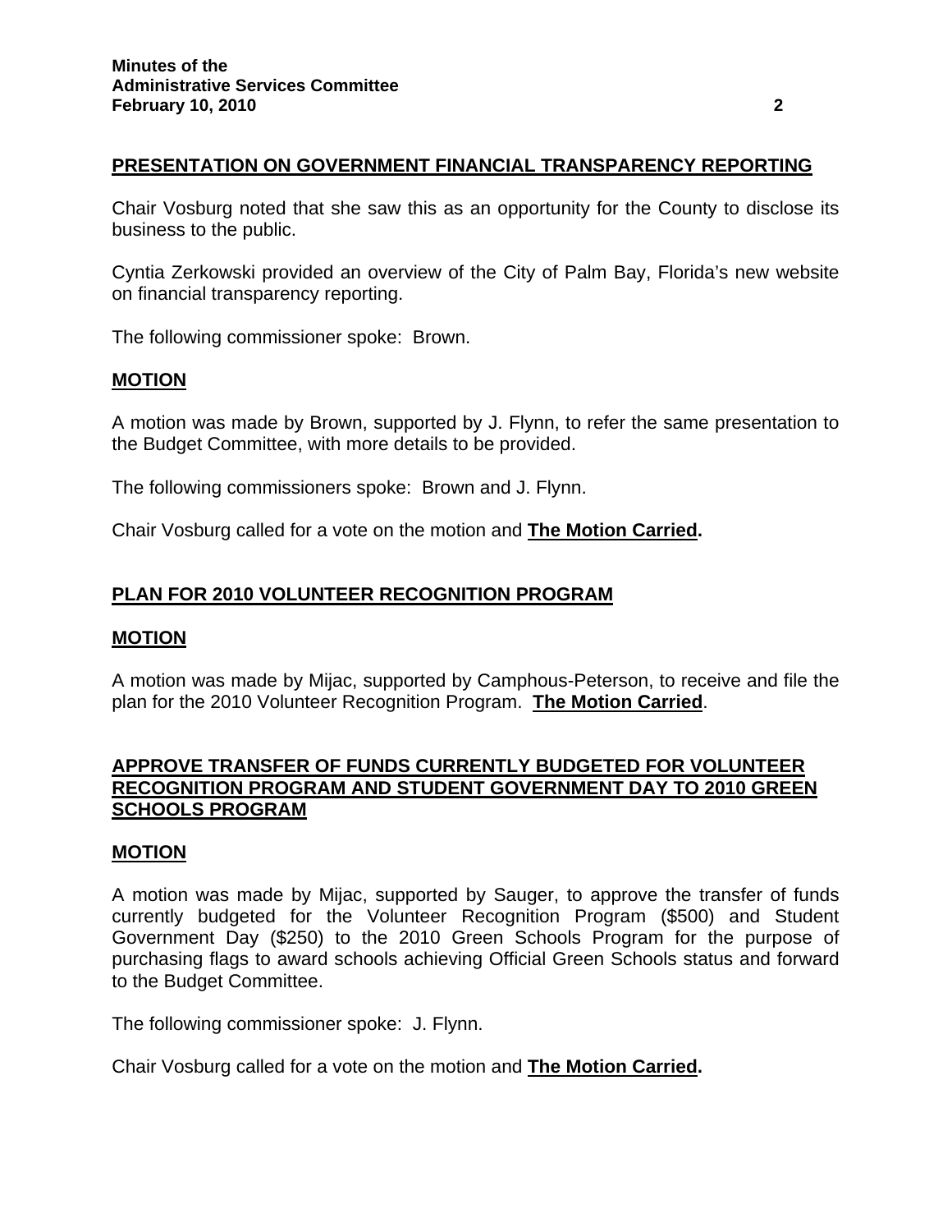## PRESENTATION ON GOVERNMENT FINANCIAL TRANSPARENCY REPORTING

Chair Vosburg noted that she saw this as an opportunity for the County to disclose its business to the public.

Cyntia Zerkowski provided an overview of the City of Palm Bay, Florida's new website on financial transparency reporting.

The following commissioner spoke: Brown.

## MOTION

A motion was made by Brown, supported by J. Flynn, to refer the same presentation to the Budget Committee, with more details to be provided.

The following commissioners spoke: Brown and J. Flynn.

Chair Vosburg called for a vote on the motion and **The Motion Carried.**

## PLAN FOR 2010 VOLUNTEER RECOGNITION PROGRAM

## MOTION

A motion was made by Mijac, supported by Camphous-Peterson, to receive and file the plan for the 2010 Volunteer Recognition Program. **The Motion Carried**.

## APPROVE TRANSFER OF FUNDS CURRENTLY BUDGETED FOR VOLUNTEER RECOGNITION PROGRAM AND STUDENT GOVERNMENT DAY TO 2010 GREEN SCHOOLS PROGRAM

## MOTION

A motion was made by Mijac, supported by Sauger, to approve the transfer of funds currently budgeted for the Volunteer Recognition Program ($500) and Student Government Day ($250) to the 2010 Green Schools Program for the purpose of purchasing flags to award schools achieving Official Green Schools status and forward to the Budget Committee.

The following commissioner spoke: J. Flynn.

Chair Vosburg called for a vote on the motion and **The Motion Carried.**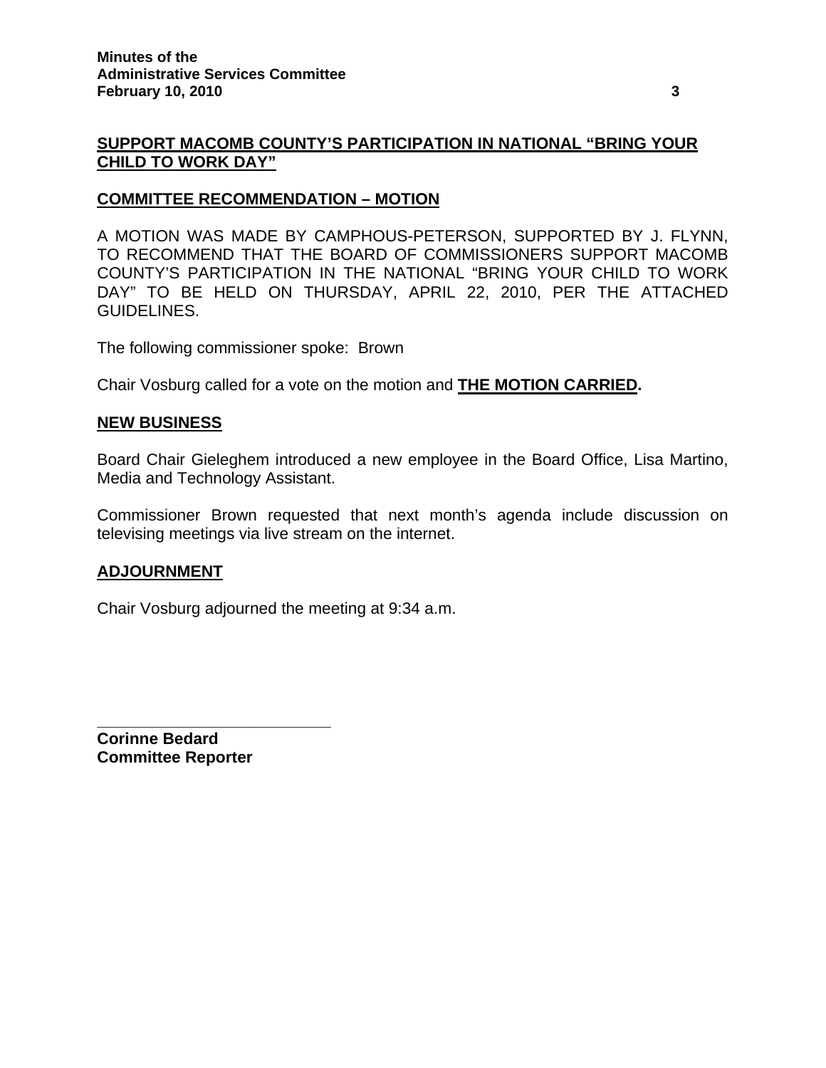**SUPPORT MACOMB COUNTY'S PARTICIPATION IN NATIONAL "BRING YOUR CHILD TO WORK DAY"**

**COMMITTEE RECOMMENDATION – MOTION**

A MOTION WAS MADE BY CAMPHOUS-PETERSON, SUPPORTED BY J. FLYNN, TO RECOMMEND THAT THE BOARD OF COMMISSIONERS SUPPORT MACOMB COUNTY'S PARTICIPATION IN THE NATIONAL "BRING YOUR CHILD TO WORK DAY" TO BE HELD ON THURSDAY, APRIL 22, 2010, PER THE ATTACHED GUIDELINES.

The following commissioner spoke: Brown

Chair Vosburg called for a vote on the motion and **THE MOTION CARRIED.**

**NEW BUSINESS**

Board Chair Gieleghem introduced a new employee in the Board Office, Lisa Martino, Media and Technology Assistant.

Commissioner Brown requested that next month's agenda include discussion on televising meetings via live stream on the internet.

**ADJOURNMENT**

Chair Vosburg adjourned the meeting at 9:34 a.m.

\_\_\_\_\_\_\_\_\_\_\_\_\_\_\_\_\_\_\_\_\_\_\_\_\_\_\_

**Corinne Bedard**
**Committee Reporter**